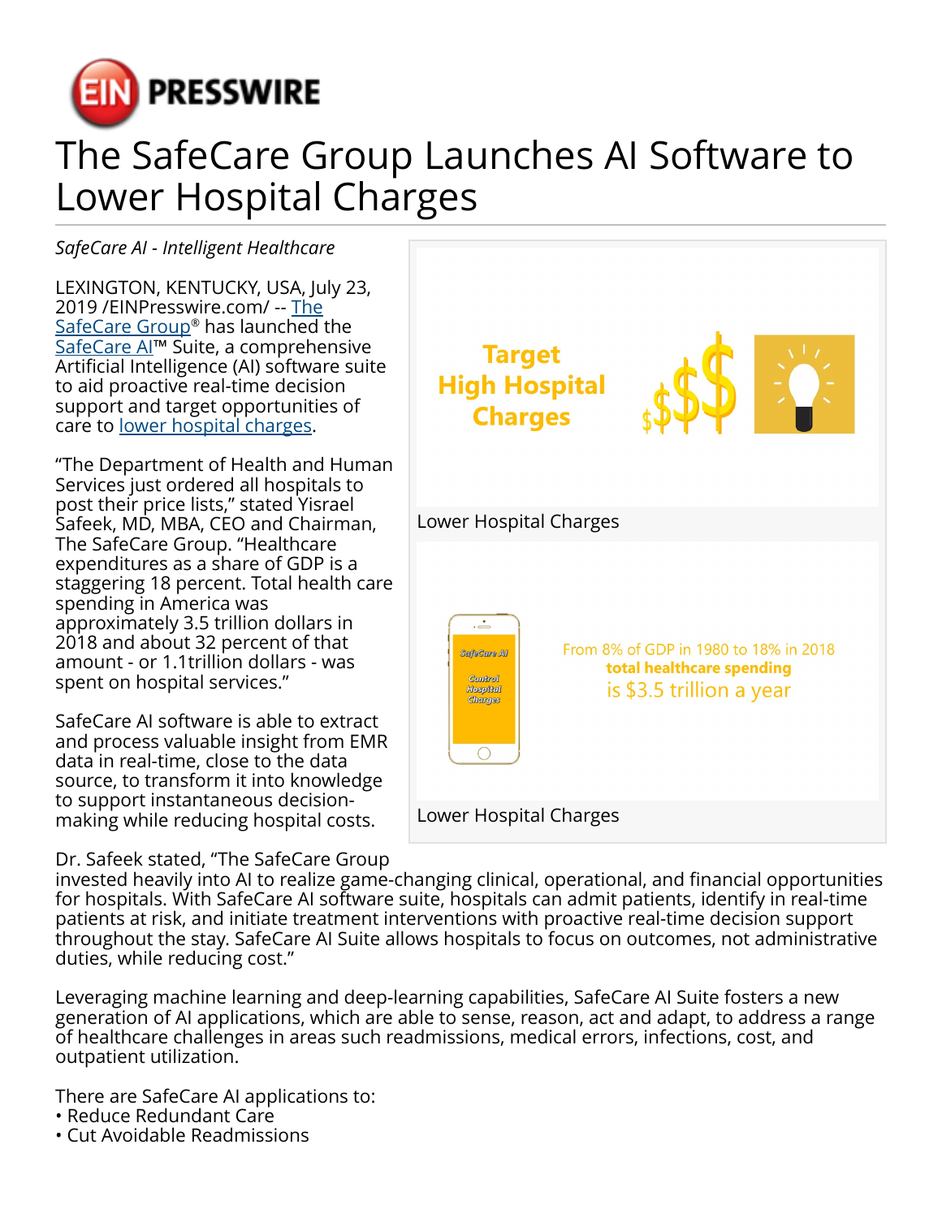EIN PRESSWIRE

# The SafeCare Group Launches AI Software to Lower Hospital Charges

*SafeCare AI - Intelligent Healthcare*

LEXINGTON, KENTUCKY, USA, July 23, 2019 /EINPresswire.com/ -- The SafeCare Group® has launched the SafeCare AI™ Suite, a comprehensive Artificial Intelligence (AI) software suite to aid proactive real-time decision support and target opportunities of care to lower hospital charges.

"The Department of Health and Human Services just ordered all hospitals to post their price lists," stated Yisrael Safeek, MD, MBA, CEO and Chairman, The SafeCare Group. "Healthcare expenditures as a share of GDP is a staggering 18 percent. Total health care spending in America was approximately 3.5 trillion dollars in 2018 and about 32 percent of that amount - or 1.1trillion dollars - was spent on hospital services."

SafeCare AI software is able to extract and process valuable insight from EMR data in real-time, close to the data source, to transform it into knowledge to support instantaneous decision-making while reducing hospital costs.

Lower Hospital Charges

Lower Hospital Charges

Dr. Safeek stated, "The SafeCare Group invested heavily into AI to realize game-changing clinical, operational, and financial opportunities for hospitals. With SafeCare AI software suite, hospitals can admit patients, identify in real-time patients at risk, and initiate treatment interventions with proactive real-time decision support throughout the stay. SafeCare AI Suite allows hospitals to focus on outcomes, not administrative duties, while reducing cost."

Leveraging machine learning and deep-learning capabilities, SafeCare AI Suite fosters a new generation of AI applications, which are able to sense, reason, act and adapt, to address a range of healthcare challenges in areas such readmissions, medical errors, infections, cost, and outpatient utilization.

There are SafeCare AI applications to:
• Reduce Redundant Care
• Cut Avoidable Readmissions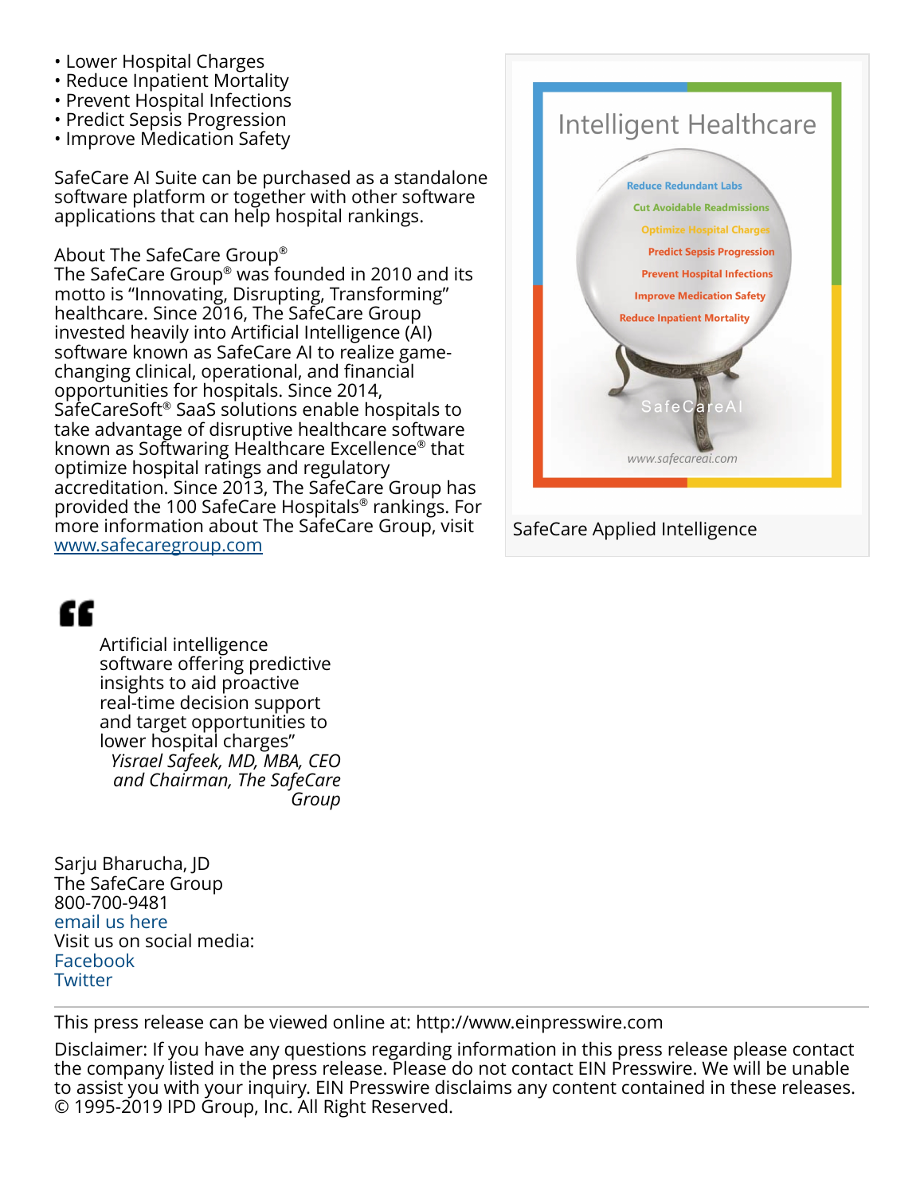- Lower Hospital Charges
- Reduce Inpatient Mortality
- Prevent Hospital Infections
- Predict Sepsis Progression
- Improve Medication Safety

SafeCare AI Suite can be purchased as a standalone software platform or together with other software applications that can help hospital rankings.

About The SafeCare Group®
The SafeCare Group® was founded in 2010 and its motto is "Innovating, Disrupting, Transforming" healthcare. Since 2016, The SafeCare Group invested heavily into Artificial Intelligence (AI) software known as SafeCare AI to realize game-changing clinical, operational, and financial opportunities for hospitals. Since 2014, SafeCareSoft® SaaS solutions enable hospitals to take advantage of disruptive healthcare software known as Softwaring Healthcare Excellence® that optimize hospital ratings and regulatory accreditation. Since 2013, The SafeCare Group has provided the 100 SafeCare Hospitals® rankings. For more information about The SafeCare Group, visit www.safecaregroup.com

Intelligent Healthcare

Reduce Redundant Labs
Cut Avoidable Readmissions
Optimize Hospital Charges
Predict Sepsis Progression
Prevent Hospital Infections
Improve Medication Safety
Reduce Inpatient Mortality

SafeCareAI

www.safecareai.com

SafeCare Applied Intelligence

> Artificial intelligence software offering predictive insights to aid proactive real-time decision support and target opportunities to lower hospital charges"
>
> *Yisrael Safeek, MD, MBA, CEO and Chairman, The SafeCare Group*

Sarju Bharucha, JD
The SafeCare Group
800-700-9481
email us here
Visit us on social media:
Facebook
Twitter

---

This press release can be viewed online at: http://www.einpresswire.com

Disclaimer: If you have any questions regarding information in this press release please contact the company listed in the press release. Please do not contact EIN Presswire. We will be unable to assist you with your inquiry. EIN Presswire disclaims any content contained in these releases. © 1995-2019 IPD Group, Inc. All Right Reserved.